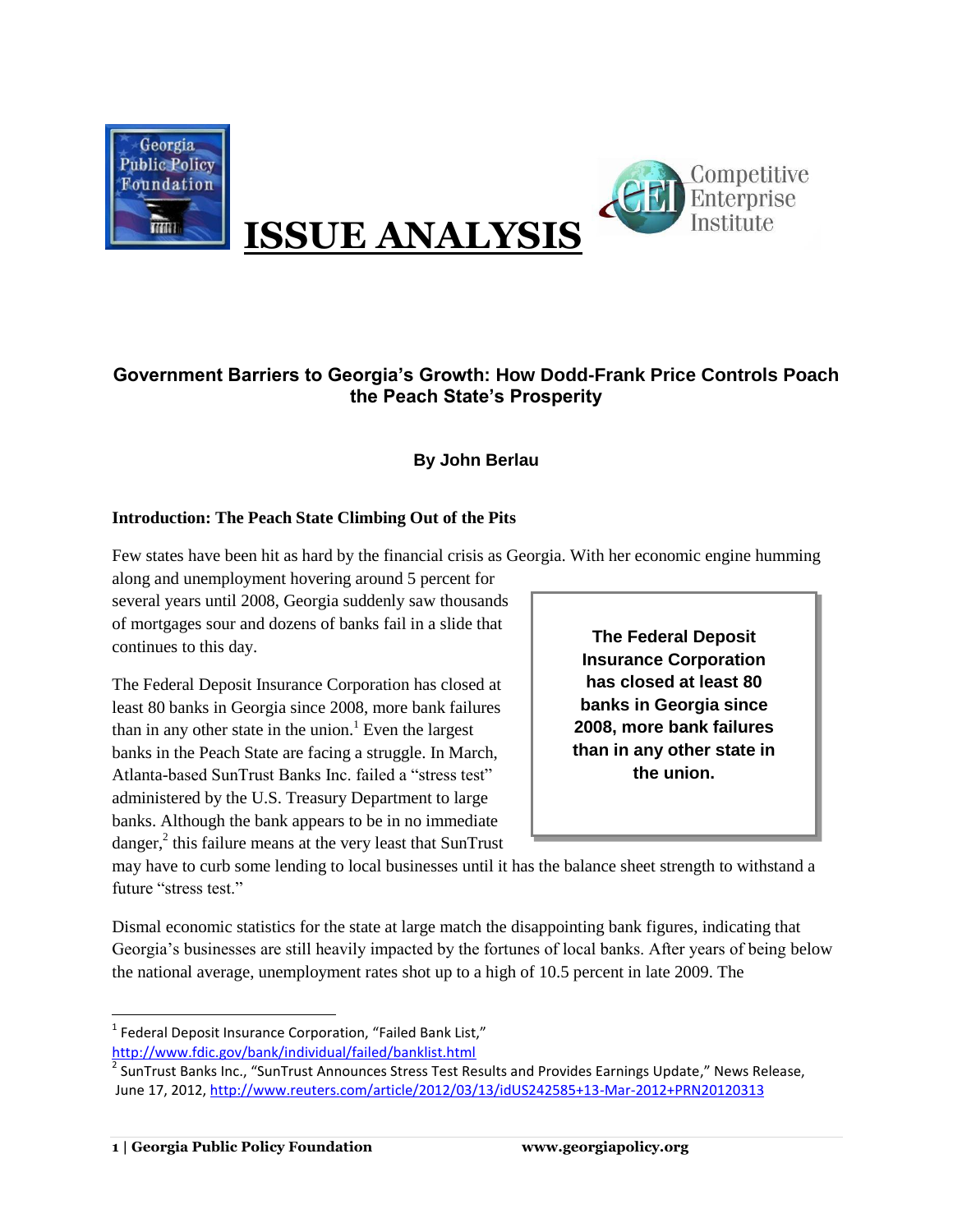# ISSUE ANALYSIS

## Government Barriers to Georgia's Growth: How Dodd-Frank Price Controls Poach the Peach State's Prosperity

**By John Berlau**

### Introduction: The Peach State Climbing Out of the Pits

Few states have been hit as hard by the financial crisis as Georgia. With her economic engine humming along and unemployment hovering around 5 percent for several years until 2008, Georgia suddenly saw thousands of mortgages sour and dozens of banks fail in a slide that continues to this day.

> **The Federal Deposit Insurance Corporation has closed at least 80 banks in Georgia since 2008, more bank failures than in any other state in the union.**

The Federal Deposit Insurance Corporation has closed at least 80 banks in Georgia since 2008, more bank failures than in any other state in the union.[1] Even the largest banks in the Peach State are facing a struggle. In March, Atlanta-based SunTrust Banks Inc. failed a "stress test" administered by the U.S. Treasury Department to large banks. Although the bank appears to be in no immediate danger,[2] this failure means at the very least that SunTrust may have to curb some lending to local businesses until it has the balance sheet strength to withstand a future "stress test."

Dismal economic statistics for the state at large match the disappointing bank figures, indicating that Georgia's businesses are still heavily impacted by the fortunes of local banks. After years of being below the national average, unemployment rates shot up to a high of 10.5 percent in late 2009. The

---

[1] Federal Deposit Insurance Corporation, "Failed Bank List," http://www.fdic.gov/bank/individual/failed/banklist.html

[2] SunTrust Banks Inc., "SunTrust Announces Stress Test Results and Provides Earnings Update," News Release, June 17, 2012, http://www.reuters.com/article/2012/03/13/idUS242585+13-Mar-2012+PRN20120313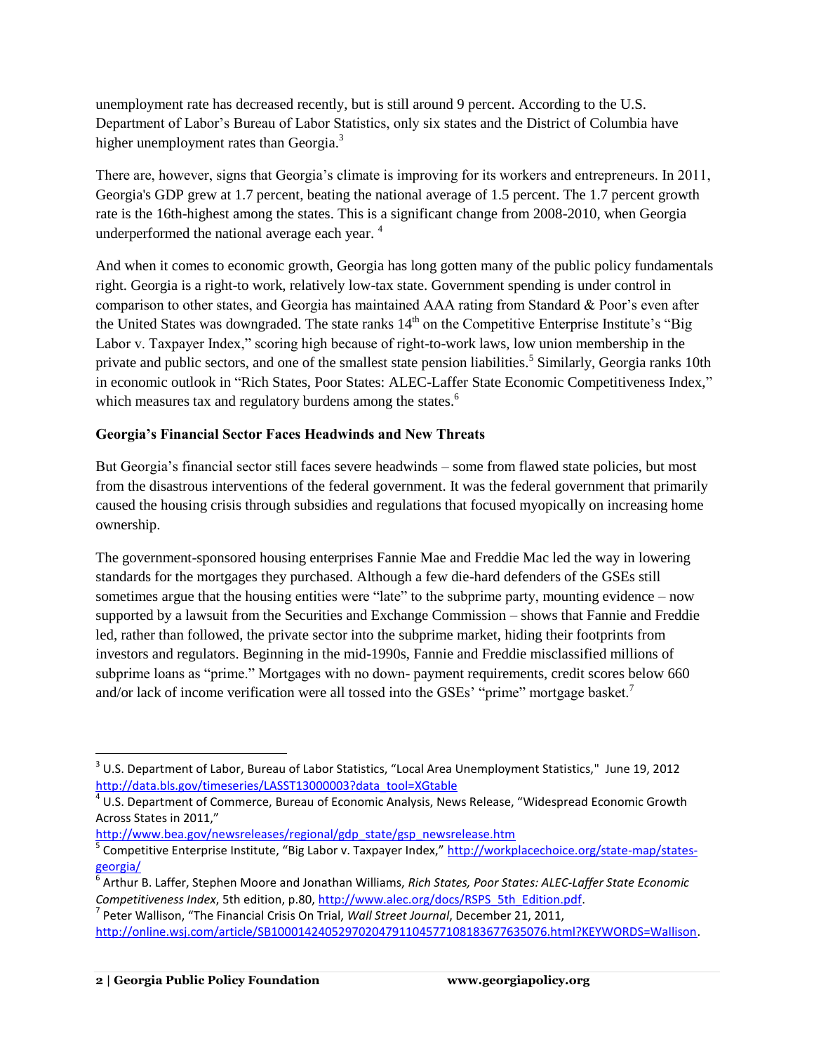unemployment rate has decreased recently, but is still around 9 percent. According to the U.S. Department of Labor's Bureau of Labor Statistics, only six states and the District of Columbia have higher unemployment rates than Georgia.[3]

There are, however, signs that Georgia's climate is improving for its workers and entrepreneurs. In 2011, Georgia's GDP grew at 1.7 percent, beating the national average of 1.5 percent. The 1.7 percent growth rate is the 16th-highest among the states. This is a significant change from 2008-2010, when Georgia underperformed the national average each year. [4]

And when it comes to economic growth, Georgia has long gotten many of the public policy fundamentals right. Georgia is a right-to work, relatively low-tax state. Government spending is under control in comparison to other states, and Georgia has maintained AAA rating from Standard & Poor's even after the United States was downgraded. The state ranks 14th on the Competitive Enterprise Institute's "Big Labor v. Taxpayer Index," scoring high because of right-to-work laws, low union membership in the private and public sectors, and one of the smallest state pension liabilities.[5] Similarly, Georgia ranks 10th in economic outlook in "Rich States, Poor States: ALEC-Laffer State Economic Competitiveness Index," which measures tax and regulatory burdens among the states.[6]

**Georgia's Financial Sector Faces Headwinds and New Threats**

But Georgia's financial sector still faces severe headwinds – some from flawed state policies, but most from the disastrous interventions of the federal government. It was the federal government that primarily caused the housing crisis through subsidies and regulations that focused myopically on increasing home ownership.

The government-sponsored housing enterprises Fannie Mae and Freddie Mac led the way in lowering standards for the mortgages they purchased. Although a few die-hard defenders of the GSEs still sometimes argue that the housing entities were "late" to the subprime party, mounting evidence – now supported by a lawsuit from the Securities and Exchange Commission – shows that Fannie and Freddie led, rather than followed, the private sector into the subprime market, hiding their footprints from investors and regulators. Beginning in the mid-1990s, Fannie and Freddie misclassified millions of subprime loans as "prime." Mortgages with no down- payment requirements, credit scores below 660 and/or lack of income verification were all tossed into the GSEs' "prime" mortgage basket.[7]

---

[3] U.S. Department of Labor, Bureau of Labor Statistics, "Local Area Unemployment Statistics," June 19, 2012 http://data.bls.gov/timeseries/LASST13000003?data_tool=XGtable

[4] U.S. Department of Commerce, Bureau of Economic Analysis, News Release, "Widespread Economic Growth Across States in 2011," http://www.bea.gov/newsreleases/regional/gdp_state/gsp_newsrelease.htm

[5] Competitive Enterprise Institute, "Big Labor v. Taxpayer Index," http://workplacechoice.org/state-map/states-georgia/

[6] Arthur B. Laffer, Stephen Moore and Jonathan Williams, *Rich States, Poor States: ALEC-Laffer State Economic Competitiveness Index*, 5th edition, p.80, http://www.alec.org/docs/RSPS_5th_Edition.pdf.

[7] Peter Wallison, "The Financial Crisis On Trial, *Wall Street Journal*, December 21, 2011, http://online.wsj.com/article/SB10001424052970204791104577108183677635076.html?KEYWORDS=Wallison.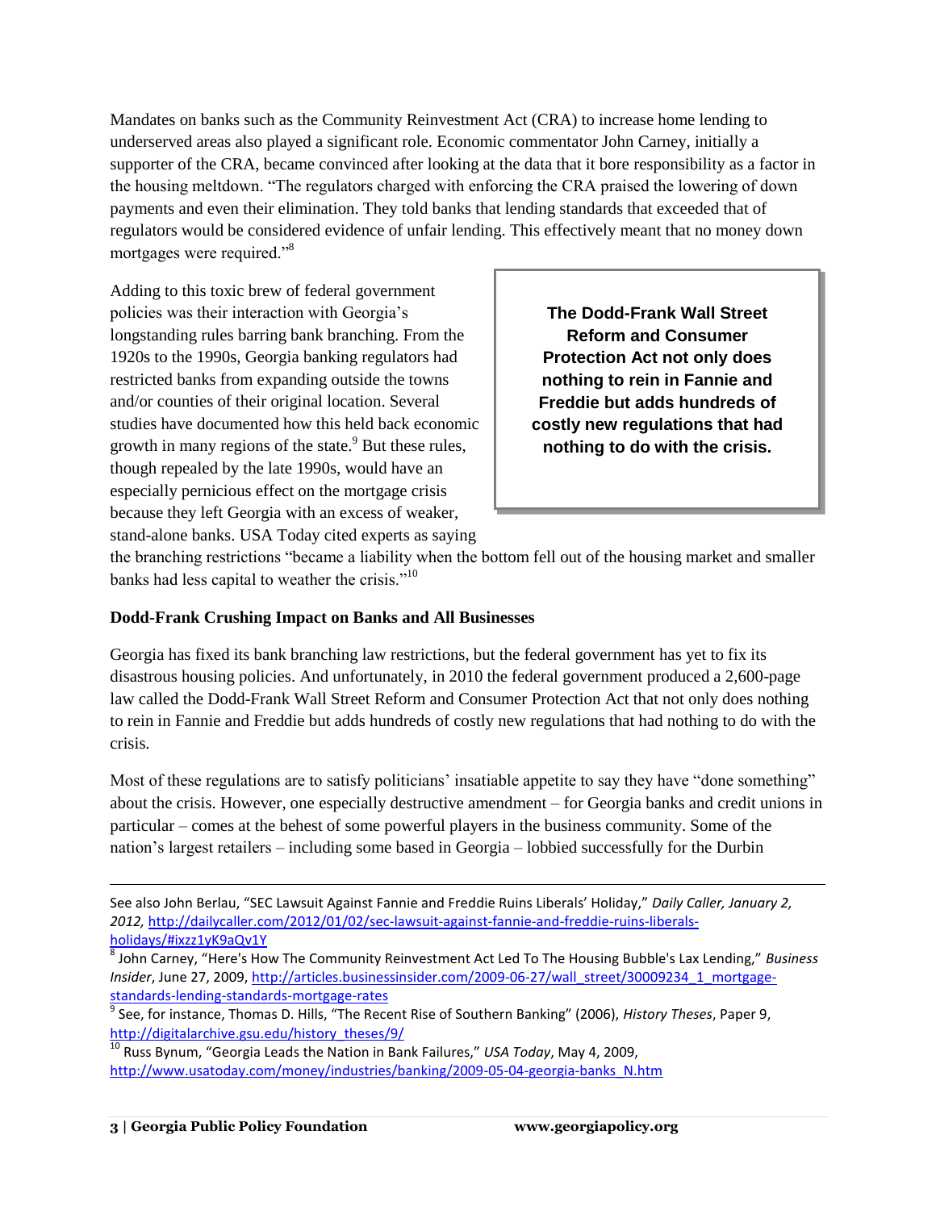Mandates on banks such as the Community Reinvestment Act (CRA) to increase home lending to underserved areas also played a significant role. Economic commentator John Carney, initially a supporter of the CRA, became convinced after looking at the data that it bore responsibility as a factor in the housing meltdown. "The regulators charged with enforcing the CRA praised the lowering of down payments and even their elimination. They told banks that lending standards that exceeded that of regulators would be considered evidence of unfair lending. This effectively meant that no money down mortgages were required."[8]

Adding to this toxic brew of federal government policies was their interaction with Georgia's longstanding rules barring bank branching. From the 1920s to the 1990s, Georgia banking regulators had restricted banks from expanding outside the towns and/or counties of their original location. Several studies have documented how this held back economic growth in many regions of the state.[9] But these rules, though repealed by the late 1990s, would have an especially pernicious effect on the mortgage crisis because they left Georgia with an excess of weaker, stand-alone banks. USA Today cited experts as saying the branching restrictions "became a liability when the bottom fell out of the housing market and smaller banks had less capital to weather the crisis."[10]

> **The Dodd-Frank Wall Street Reform and Consumer Protection Act not only does nothing to rein in Fannie and Freddie but adds hundreds of costly new regulations that had nothing to do with the crisis.**

**Dodd-Frank Crushing Impact on Banks and All Businesses**

Georgia has fixed its bank branching law restrictions, but the federal government has yet to fix its disastrous housing policies. And unfortunately, in 2010 the federal government produced a 2,600-page law called the Dodd-Frank Wall Street Reform and Consumer Protection Act that not only does nothing to rein in Fannie and Freddie but adds hundreds of costly new regulations that had nothing to do with the crisis.

Most of these regulations are to satisfy politicians' insatiable appetite to say they have "done something" about the crisis. However, one especially destructive amendment – for Georgia banks and credit unions in particular – comes at the behest of some powerful players in the business community. Some of the nation's largest retailers – including some based in Georgia – lobbied successfully for the Durbin

---

See also John Berlau, "SEC Lawsuit Against Fannie and Freddie Ruins Liberals' Holiday," *Daily Caller, January 2, 2012,* http://dailycaller.com/2012/01/02/sec-lawsuit-against-fannie-and-freddie-ruins-liberals-holidays/#ixzz1yK9aQv1Y

[8] John Carney, "Here's How The Community Reinvestment Act Led To The Housing Bubble's Lax Lending," *Business Insider*, June 27, 2009, http://articles.businessinsider.com/2009-06-27/wall_street/30009234_1_mortgage-standards-lending-standards-mortgage-rates

[9] See, for instance, Thomas D. Hills, "The Recent Rise of Southern Banking" (2006), *History Theses*, Paper 9, http://digitalarchive.gsu.edu/history_theses/9/

[10] Russ Bynum, "Georgia Leads the Nation in Bank Failures," *USA Today*, May 4, 2009, http://www.usatoday.com/money/industries/banking/2009-05-04-georgia-banks_N.htm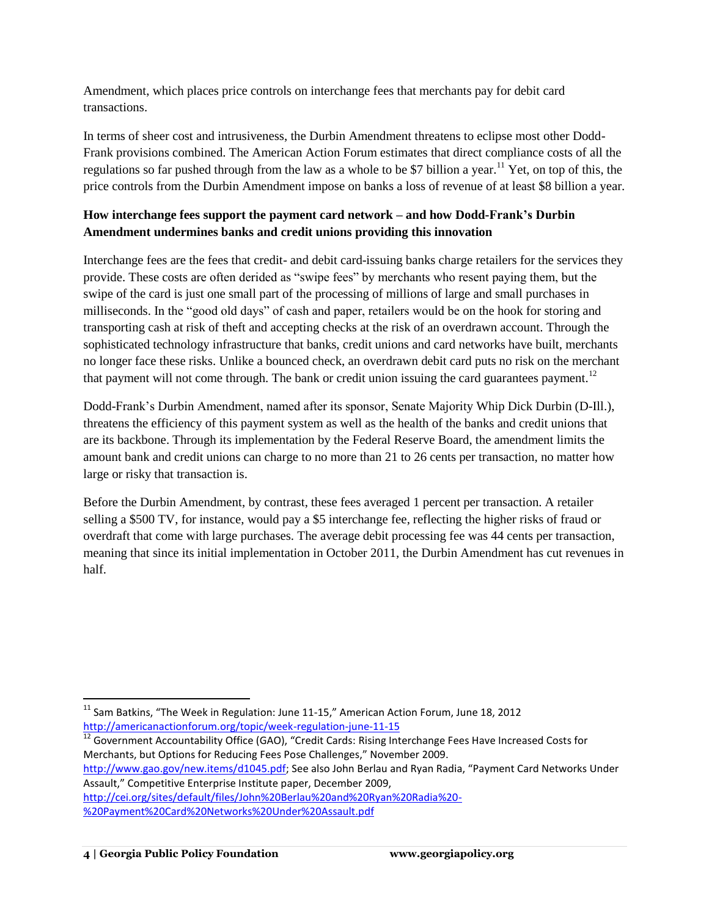Amendment, which places price controls on interchange fees that merchants pay for debit card transactions.

In terms of sheer cost and intrusiveness, the Durbin Amendment threatens to eclipse most other Dodd-Frank provisions combined. The American Action Forum estimates that direct compliance costs of all the regulations so far pushed through from the law as a whole to be $7 billion a year.[11] Yet, on top of this, the price controls from the Durbin Amendment impose on banks a loss of revenue of at least $8 billion a year.

**How interchange fees support the payment card network – and how Dodd-Frank's Durbin Amendment undermines banks and credit unions providing this innovation**

Interchange fees are the fees that credit- and debit card-issuing banks charge retailers for the services they provide. These costs are often derided as "swipe fees" by merchants who resent paying them, but the swipe of the card is just one small part of the processing of millions of large and small purchases in milliseconds. In the "good old days" of cash and paper, retailers would be on the hook for storing and transporting cash at risk of theft and accepting checks at the risk of an overdrawn account. Through the sophisticated technology infrastructure that banks, credit unions and card networks have built, merchants no longer face these risks. Unlike a bounced check, an overdrawn debit card puts no risk on the merchant that payment will not come through. The bank or credit union issuing the card guarantees payment.[12]

Dodd-Frank's Durbin Amendment, named after its sponsor, Senate Majority Whip Dick Durbin (D-Ill.), threatens the efficiency of this payment system as well as the health of the banks and credit unions that are its backbone. Through its implementation by the Federal Reserve Board, the amendment limits the amount bank and credit unions can charge to no more than 21 to 26 cents per transaction, no matter how large or risky that transaction is.

Before the Durbin Amendment, by contrast, these fees averaged 1 percent per transaction. A retailer selling a $500 TV, for instance, would pay a $5 interchange fee, reflecting the higher risks of fraud or overdraft that come with large purchases. The average debit processing fee was 44 cents per transaction, meaning that since its initial implementation in October 2011, the Durbin Amendment has cut revenues in half.

---

[11] Sam Batkins, "The Week in Regulation: June 11-15," American Action Forum, June 18, 2012 http://americanactionforum.org/topic/week-regulation-june-11-15

[12] Government Accountability Office (GAO), "Credit Cards: Rising Interchange Fees Have Increased Costs for Merchants, but Options for Reducing Fees Pose Challenges," November 2009. http://www.gao.gov/new.items/d1045.pdf; See also John Berlau and Ryan Radia, "Payment Card Networks Under Assault," Competitive Enterprise Institute paper, December 2009, http://cei.org/sites/default/files/John%20Berlau%20and%20Ryan%20Radia%20-%20Payment%20Card%20Networks%20Under%20Assault.pdf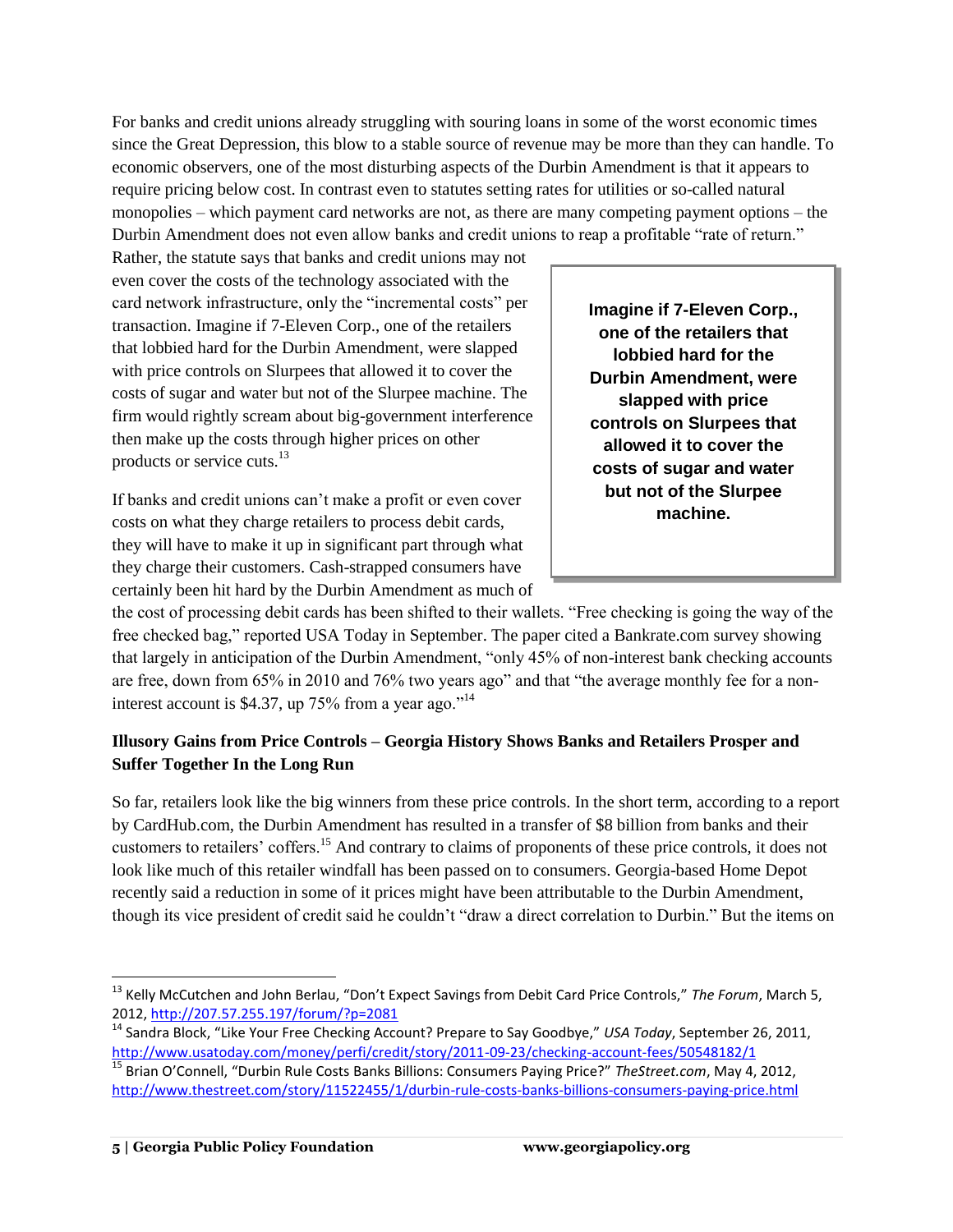For banks and credit unions already struggling with souring loans in some of the worst economic times since the Great Depression, this blow to a stable source of revenue may be more than they can handle. To economic observers, one of the most disturbing aspects of the Durbin Amendment is that it appears to require pricing below cost. In contrast even to statutes setting rates for utilities or so-called natural monopolies – which payment card networks are not, as there are many competing payment options – the Durbin Amendment does not even allow banks and credit unions to reap a profitable "rate of return." Rather, the statute says that banks and credit unions may not even cover the costs of the technology associated with the card network infrastructure, only the "incremental costs" per transaction. Imagine if 7-Eleven Corp., one of the retailers that lobbied hard for the Durbin Amendment, were slapped with price controls on Slurpees that allowed it to cover the costs of sugar and water but not of the Slurpee machine. The firm would rightly scream about big-government interference then make up the costs through higher prices on other products or service cuts.[13]

> **Imagine if 7-Eleven Corp., one of the retailers that lobbied hard for the Durbin Amendment, were slapped with price controls on Slurpees that allowed it to cover the costs of sugar and water but not of the Slurpee machine.**

If banks and credit unions can't make a profit or even cover costs on what they charge retailers to process debit cards, they will have to make it up in significant part through what they charge their customers. Cash-strapped consumers have certainly been hit hard by the Durbin Amendment as much of the cost of processing debit cards has been shifted to their wallets. "Free checking is going the way of the free checked bag," reported USA Today in September. The paper cited a Bankrate.com survey showing that largely in anticipation of the Durbin Amendment, "only 45% of non-interest bank checking accounts are free, down from 65% in 2010 and 76% two years ago" and that "the average monthly fee for a non-interest account is $4.37, up 75% from a year ago."[14]

**Illusory Gains from Price Controls – Georgia History Shows Banks and Retailers Prosper and Suffer Together In the Long Run**

So far, retailers look like the big winners from these price controls. In the short term, according to a report by CardHub.com, the Durbin Amendment has resulted in a transfer of $8 billion from banks and their customers to retailers' coffers.[15] And contrary to claims of proponents of these price controls, it does not look like much of this retailer windfall has been passed on to consumers. Georgia-based Home Depot recently said a reduction in some of it prices might have been attributable to the Durbin Amendment, though its vice president of credit said he couldn't "draw a direct correlation to Durbin." But the items on

---

[13] Kelly McCutchen and John Berlau, "Don't Expect Savings from Debit Card Price Controls," *The Forum*, March 5, 2012, http://207.57.255.197/forum/?p=2081

[14] Sandra Block, "Like Your Free Checking Account? Prepare to Say Goodbye," *USA Today*, September 26, 2011, http://www.usatoday.com/money/perfi/credit/story/2011-09-23/checking-account-fees/50548182/1

[15] Brian O'Connell, "Durbin Rule Costs Banks Billions: Consumers Paying Price?" *TheStreet.com*, May 4, 2012, http://www.thestreet.com/story/11522455/1/durbin-rule-costs-banks-billions-consumers-paying-price.html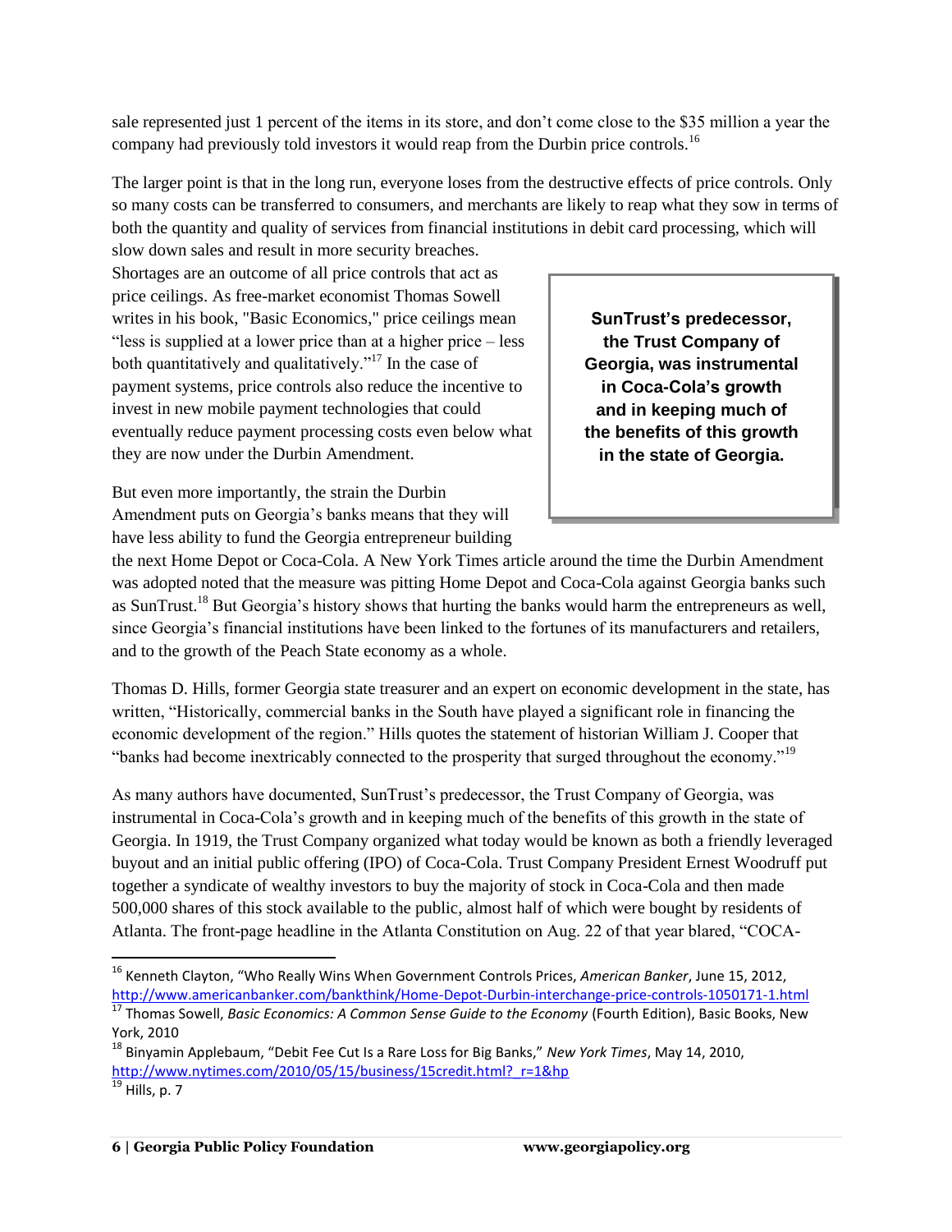sale represented just 1 percent of the items in its store, and don't come close to the $35 million a year the company had previously told investors it would reap from the Durbin price controls.[16]

The larger point is that in the long run, everyone loses from the destructive effects of price controls. Only so many costs can be transferred to consumers, and merchants are likely to reap what they sow in terms of both the quantity and quality of services from financial institutions in debit card processing, which will slow down sales and result in more security breaches.

Shortages are an outcome of all price controls that act as price ceilings. As free-market economist Thomas Sowell writes in his book, "Basic Economics," price ceilings mean "less is supplied at a lower price than at a higher price – less both quantitatively and qualitatively."[17] In the case of payment systems, price controls also reduce the incentive to invest in new mobile payment technologies that could eventually reduce payment processing costs even below what they are now under the Durbin Amendment.

**SunTrust's predecessor, the Trust Company of Georgia, was instrumental in Coca-Cola's growth and in keeping much of the benefits of this growth in the state of Georgia.**

But even more importantly, the strain the Durbin Amendment puts on Georgia's banks means that they will have less ability to fund the Georgia entrepreneur building the next Home Depot or Coca-Cola. A New York Times article around the time the Durbin Amendment was adopted noted that the measure was pitting Home Depot and Coca-Cola against Georgia banks such as SunTrust.[18] But Georgia's history shows that hurting the banks would harm the entrepreneurs as well, since Georgia's financial institutions have been linked to the fortunes of its manufacturers and retailers, and to the growth of the Peach State economy as a whole.

Thomas D. Hills, former Georgia state treasurer and an expert on economic development in the state, has written, "Historically, commercial banks in the South have played a significant role in financing the economic development of the region." Hills quotes the statement of historian William J. Cooper that "banks had become inextricably connected to the prosperity that surged throughout the economy."[19]

As many authors have documented, SunTrust's predecessor, the Trust Company of Georgia, was instrumental in Coca-Cola's growth and in keeping much of the benefits of this growth in the state of Georgia. In 1919, the Trust Company organized what today would be known as both a friendly leveraged buyout and an initial public offering (IPO) of Coca-Cola. Trust Company President Ernest Woodruff put together a syndicate of wealthy investors to buy the majority of stock in Coca-Cola and then made 500,000 shares of this stock available to the public, almost half of which were bought by residents of Atlanta. The front-page headline in the Atlanta Constitution on Aug. 22 of that year blared, "COCA-

---

[16] Kenneth Clayton, "Who Really Wins When Government Controls Prices, *American Banker*, June 15, 2012, http://www.americanbanker.com/bankthink/Home-Depot-Durbin-interchange-price-controls-1050171-1.html

[17] Thomas Sowell, *Basic Economics: A Common Sense Guide to the Economy* (Fourth Edition), Basic Books, New York, 2010

[18] Binyamin Applebaum, "Debit Fee Cut Is a Rare Loss for Big Banks," *New York Times*, May 14, 2010, http://www.nytimes.com/2010/05/15/business/15credit.html?_r=1&hp

[19] Hills, p. 7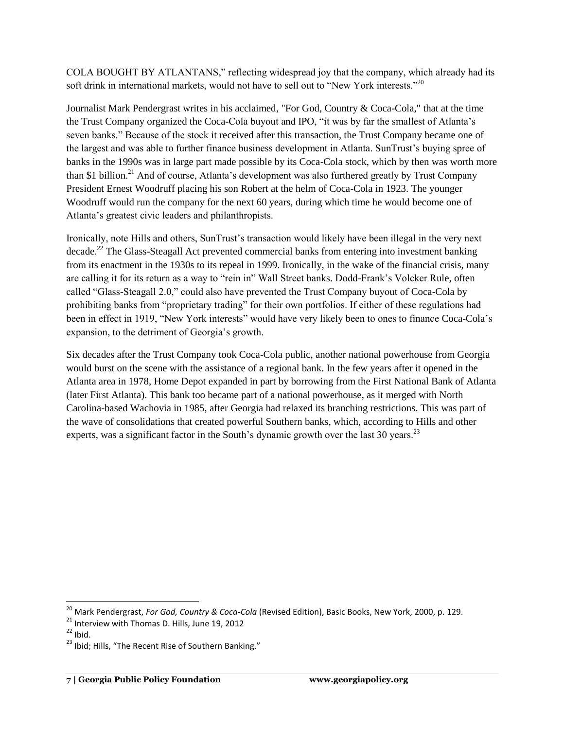COLA BOUGHT BY ATLANTANS," reflecting widespread joy that the company, which already had its soft drink in international markets, would not have to sell out to "New York interests."[20]

Journalist Mark Pendergrast writes in his acclaimed, "For God, Country & Coca-Cola," that at the time the Trust Company organized the Coca-Cola buyout and IPO, "it was by far the smallest of Atlanta's seven banks." Because of the stock it received after this transaction, the Trust Company became one of the largest and was able to further finance business development in Atlanta. SunTrust's buying spree of banks in the 1990s was in large part made possible by its Coca-Cola stock, which by then was worth more than $1 billion.[21] And of course, Atlanta's development was also furthered greatly by Trust Company President Ernest Woodruff placing his son Robert at the helm of Coca-Cola in 1923. The younger Woodruff would run the company for the next 60 years, during which time he would become one of Atlanta's greatest civic leaders and philanthropists.

Ironically, note Hills and others, SunTrust's transaction would likely have been illegal in the very next decade.[22] The Glass-Steagall Act prevented commercial banks from entering into investment banking from its enactment in the 1930s to its repeal in 1999. Ironically, in the wake of the financial crisis, many are calling it for its return as a way to "rein in" Wall Street banks. Dodd-Frank's Volcker Rule, often called "Glass-Steagall 2.0," could also have prevented the Trust Company buyout of Coca-Cola by prohibiting banks from "proprietary trading" for their own portfolios. If either of these regulations had been in effect in 1919, "New York interests" would have very likely been to ones to finance Coca-Cola's expansion, to the detriment of Georgia's growth.

Six decades after the Trust Company took Coca-Cola public, another national powerhouse from Georgia would burst on the scene with the assistance of a regional bank. In the few years after it opened in the Atlanta area in 1978, Home Depot expanded in part by borrowing from the First National Bank of Atlanta (later First Atlanta). This bank too became part of a national powerhouse, as it merged with North Carolina-based Wachovia in 1985, after Georgia had relaxed its branching restrictions. This was part of the wave of consolidations that created powerful Southern banks, which, according to Hills and other experts, was a significant factor in the South's dynamic growth over the last 30 years.[23]

---

[20] Mark Pendergrast, *For God, Country & Coca-Cola* (Revised Edition), Basic Books, New York, 2000, p. 129.

[21] Interview with Thomas D. Hills, June 19, 2012

[22] Ibid.

[23] Ibid; Hills, "The Recent Rise of Southern Banking."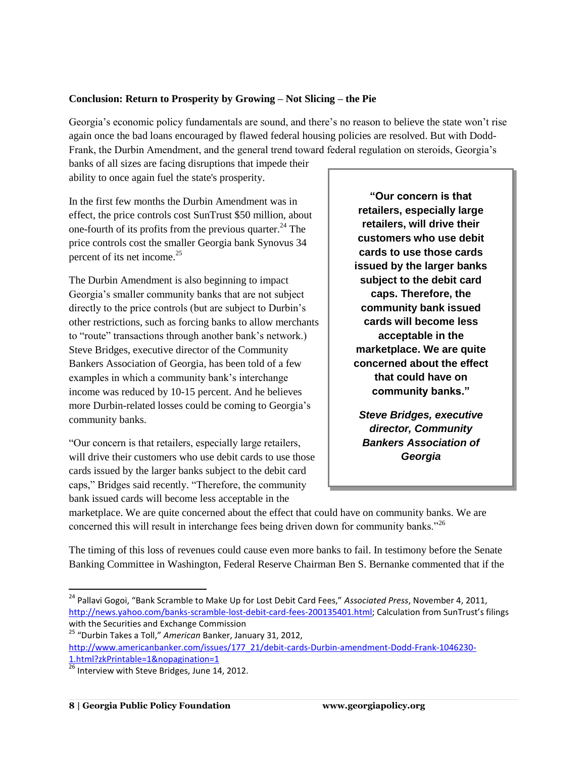**Conclusion: Return to Prosperity by Growing – Not Slicing – the Pie**

Georgia's economic policy fundamentals are sound, and there's no reason to believe the state won't rise again once the bad loans encouraged by flawed federal housing policies are resolved. But with Dodd-Frank, the Durbin Amendment, and the general trend toward federal regulation on steroids, Georgia's banks of all sizes are facing disruptions that impede their ability to once again fuel the state's prosperity.

In the first few months the Durbin Amendment was in effect, the price controls cost SunTrust $50 million, about one-fourth of its profits from the previous quarter.[24] The price controls cost the smaller Georgia bank Synovus 34 percent of its net income.[25]

The Durbin Amendment is also beginning to impact Georgia's smaller community banks that are not subject directly to the price controls (but are subject to Durbin's other restrictions, such as forcing banks to allow merchants to "route" transactions through another bank's network.) Steve Bridges, executive director of the Community Bankers Association of Georgia, has been told of a few examples in which a community bank's interchange income was reduced by 10-15 percent. And he believes more Durbin-related losses could be coming to Georgia's community banks.

> **"Our concern is that retailers, especially large retailers, will drive their customers who use debit cards to use those cards issued by the larger banks subject to the debit card caps. Therefore, the community bank issued cards will become less acceptable in the marketplace. We are quite concerned about the effect that could have on community banks."**
>
> ***Steve Bridges, executive director, Community Bankers Association of Georgia***

"Our concern is that retailers, especially large retailers, will drive their customers who use debit cards to use those cards issued by the larger banks subject to the debit card caps," Bridges said recently. "Therefore, the community bank issued cards will become less acceptable in the marketplace. We are quite concerned about the effect that could have on community banks. We are concerned this will result in interchange fees being driven down for community banks."[26]

The timing of this loss of revenues could cause even more banks to fail. In testimony before the Senate Banking Committee in Washington, Federal Reserve Chairman Ben S. Bernanke commented that if the

---

[24] Pallavi Gogoi, "Bank Scramble to Make Up for Lost Debit Card Fees," *Associated Press*, November 4, 2011, http://news.yahoo.com/banks-scramble-lost-debit-card-fees-200135401.html; Calculation from SunTrust's filings with the Securities and Exchange Commission

[25] "Durbin Takes a Toll," *American* Banker, January 31, 2012, http://www.americanbanker.com/issues/177_21/debit-cards-Durbin-amendment-Dodd-Frank-1046230-1.html?zkPrintable=1&nopagination=1

[26] Interview with Steve Bridges, June 14, 2012.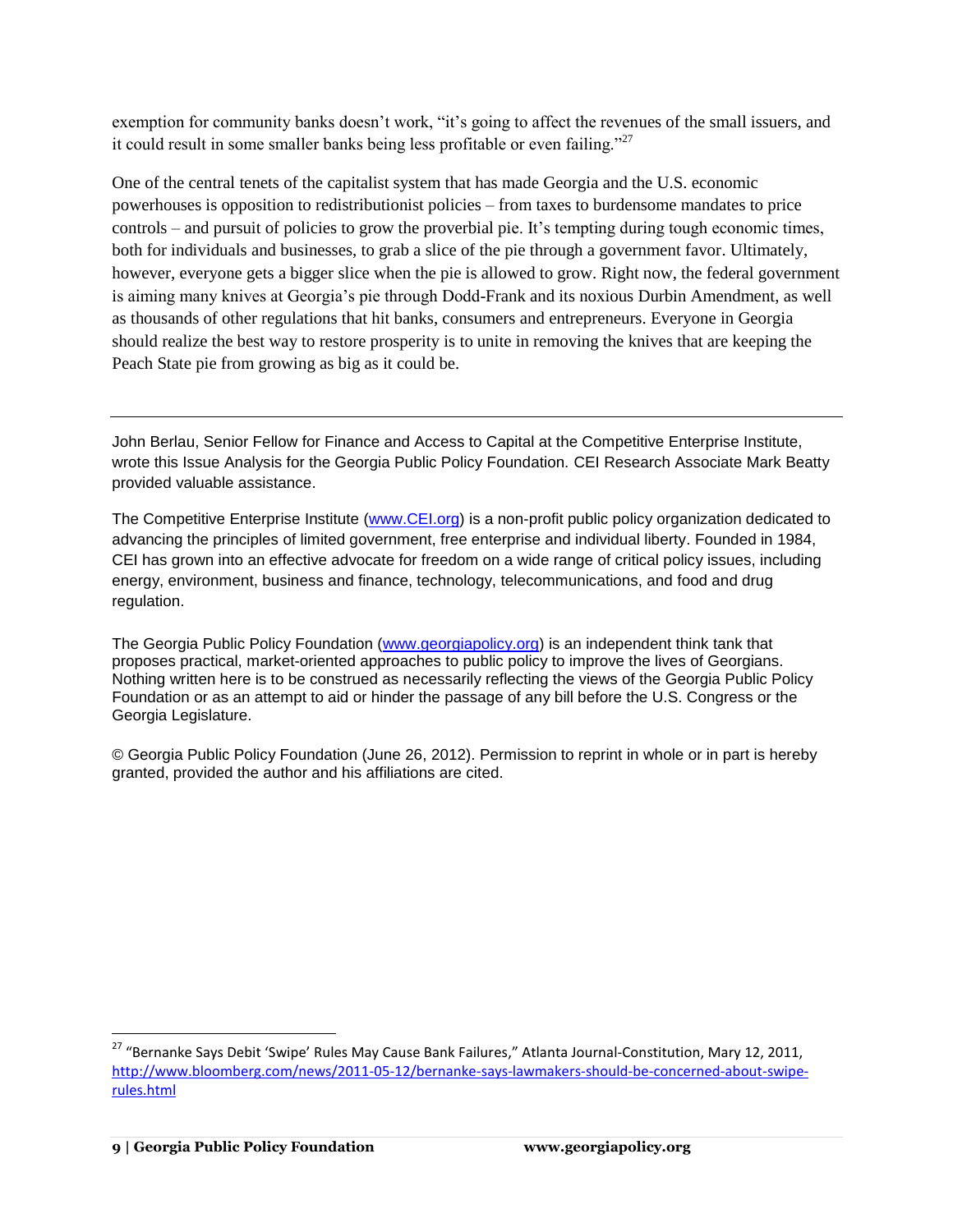exemption for community banks doesn't work, "it's going to affect the revenues of the small issuers, and it could result in some smaller banks being less profitable or even failing."[27]

One of the central tenets of the capitalist system that has made Georgia and the U.S. economic powerhouses is opposition to redistributionist policies – from taxes to burdensome mandates to price controls – and pursuit of policies to grow the proverbial pie. It's tempting during tough economic times, both for individuals and businesses, to grab a slice of the pie through a government favor. Ultimately, however, everyone gets a bigger slice when the pie is allowed to grow. Right now, the federal government is aiming many knives at Georgia's pie through Dodd-Frank and its noxious Durbin Amendment, as well as thousands of other regulations that hit banks, consumers and entrepreneurs. Everyone in Georgia should realize the best way to restore prosperity is to unite in removing the knives that are keeping the Peach State pie from growing as big as it could be.

---

John Berlau, Senior Fellow for Finance and Access to Capital at the Competitive Enterprise Institute, wrote this Issue Analysis for the Georgia Public Policy Foundation. CEI Research Associate Mark Beatty provided valuable assistance.

The Competitive Enterprise Institute (www.CEI.org) is a non-profit public policy organization dedicated to advancing the principles of limited government, free enterprise and individual liberty. Founded in 1984, CEI has grown into an effective advocate for freedom on a wide range of critical policy issues, including energy, environment, business and finance, technology, telecommunications, and food and drug regulation.

The Georgia Public Policy Foundation (www.georgiapolicy.org) is an independent think tank that proposes practical, market-oriented approaches to public policy to improve the lives of Georgians. Nothing written here is to be construed as necessarily reflecting the views of the Georgia Public Policy Foundation or as an attempt to aid or hinder the passage of any bill before the U.S. Congress or the Georgia Legislature.

© Georgia Public Policy Foundation (June 26, 2012). Permission to reprint in whole or in part is hereby granted, provided the author and his affiliations are cited.

---

[27] "Bernanke Says Debit 'Swipe' Rules May Cause Bank Failures," Atlanta Journal-Constitution, Mary 12, 2011, http://www.bloomberg.com/news/2011-05-12/bernanke-says-lawmakers-should-be-concerned-about-swipe-rules.html